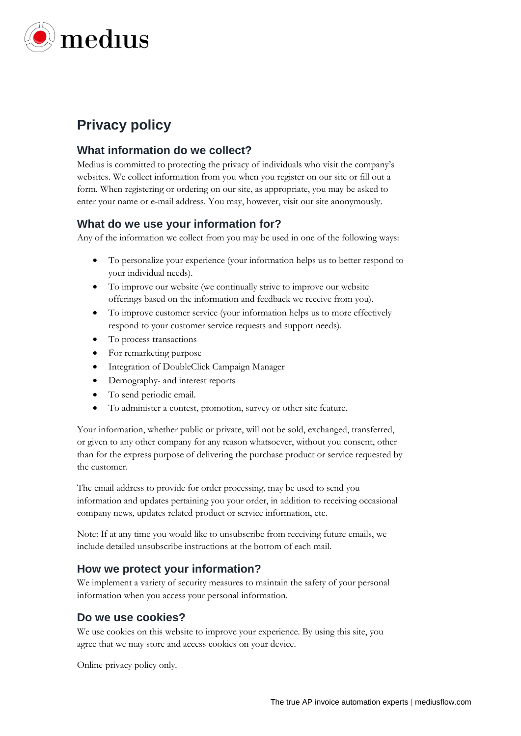# Privacy policy

## What information do we collect?

Medius is committed to protecting the privacy of individuals who visit the company's websites. We collect information from you when you register on our site or fill out a form. When registering or ordering on our site, as appropriate, you may be asked to enter your name or e-mail address. You may, however, visit our site anonymously.

## What do we use your information for?

Any of the information we collect from you may be used in one of the following ways:

- To personalize your experience (your information helps us to better respond to your individual needs).
- To improve our website (we continually strive to improve our website offerings based on the information and feedback we receive from you).
- To improve customer service (your information helps us to more effectively respond to your customer service requests and support needs).
- To process transactions
- For remarketing purpose
- Integration of DoubleClick Campaign Manager
- Demography- and interest reports
- To send periodic email.
- To administer a contest, promotion, survey or other site feature.

Your information, whether public or private, will not be sold, exchanged, transferred, or given to any other company for any reason whatsoever, without you consent, other than for the express purpose of delivering the purchase product or service requested by the customer.

The email address to provide for order processing, may be used to send you information and updates pertaining you your order, in addition to receiving occasional company news, updates related product or service information, etc.

Note: If at any time you would like to unsubscribe from receiving future emails, we include detailed unsubscribe instructions at the bottom of each mail.

## How we protect your information?

We implement a variety of security measures to maintain the safety of your personal information when you access your personal information.

## Do we use cookies?

We use cookies on this website to improve your experience. By using this site, you agree that we may store and access cookies on your device.

Online privacy policy only.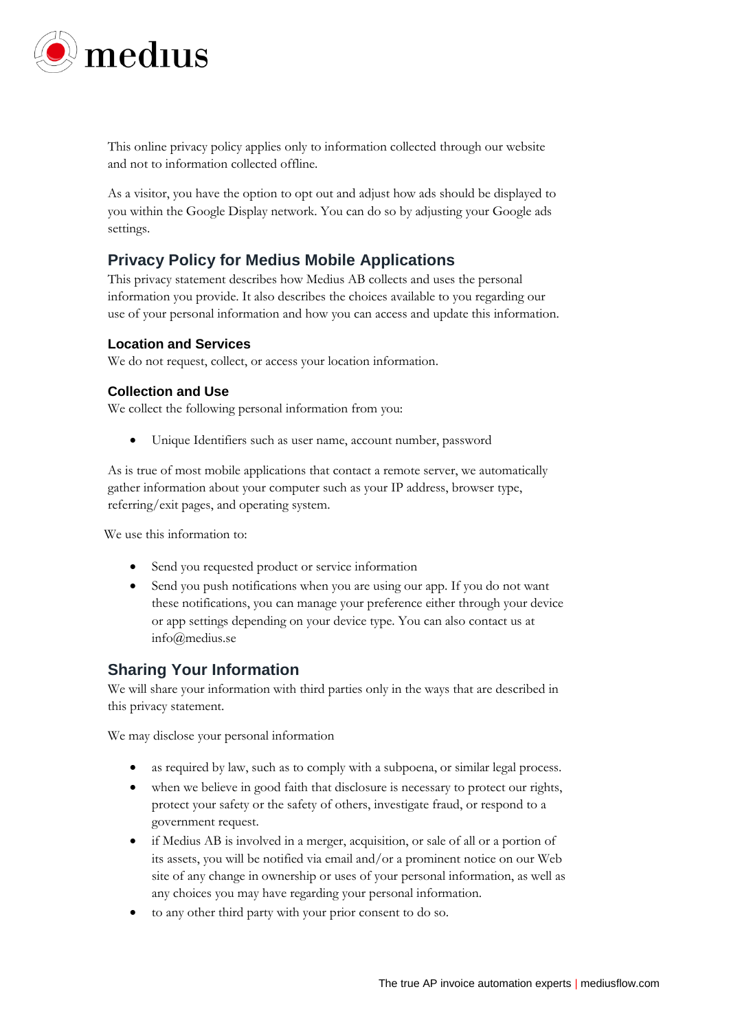This online privacy policy applies only to information collected through our website and not to information collected offline.

As a visitor, you have the option to opt out and adjust how ads should be displayed to you within the Google Display network. You can do so by adjusting your Google ads settings.

## Privacy Policy for Medius Mobile Applications

This privacy statement describes how Medius AB collects and uses the personal information you provide. It also describes the choices available to you regarding our use of your personal information and how you can access and update this information.

### Location and Services

We do not request, collect, or access your location information.

### Collection and Use

We collect the following personal information from you:

- Unique Identifiers such as user name, account number, password

As is true of most mobile applications that contact a remote server, we automatically gather information about your computer such as your IP address, browser type, referring/exit pages, and operating system.

We use this information to:

- Send you requested product or service information
- Send you push notifications when you are using our app. If you do not want these notifications, you can manage your preference either through your device or app settings depending on your device type. You can also contact us at info@medius.se

## Sharing Your Information

We will share your information with third parties only in the ways that are described in this privacy statement.

We may disclose your personal information

- as required by law, such as to comply with a subpoena, or similar legal process.
- when we believe in good faith that disclosure is necessary to protect our rights, protect your safety or the safety of others, investigate fraud, or respond to a government request.
- if Medius AB is involved in a merger, acquisition, or sale of all or a portion of its assets, you will be notified via email and/or a prominent notice on our Web site of any change in ownership or uses of your personal information, as well as any choices you may have regarding your personal information.
- to any other third party with your prior consent to do so.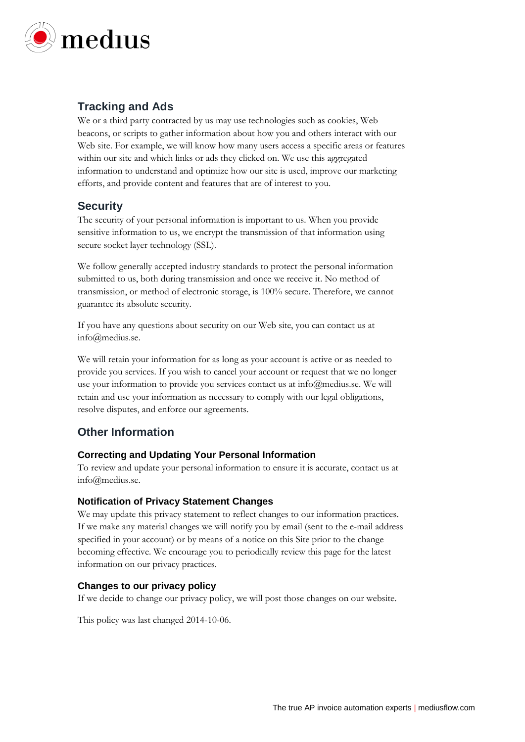## Tracking and Ads

We or a third party contracted by us may use technologies such as cookies, Web beacons, or scripts to gather information about how you and others interact with our Web site. For example, we will know how many users access a specific areas or features within our site and which links or ads they clicked on. We use this aggregated information to understand and optimize how our site is used, improve our marketing efforts, and provide content and features that are of interest to you.

## Security

The security of your personal information is important to us. When you provide sensitive information to us, we encrypt the transmission of that information using secure socket layer technology (SSL).

We follow generally accepted industry standards to protect the personal information submitted to us, both during transmission and once we receive it. No method of transmission, or method of electronic storage, is 100% secure. Therefore, we cannot guarantee its absolute security.

If you have any questions about security on our Web site, you can contact us at info@medius.se.

We will retain your information for as long as your account is active or as needed to provide you services. If you wish to cancel your account or request that we no longer use your information to provide you services contact us at info@medius.se. We will retain and use your information as necessary to comply with our legal obligations, resolve disputes, and enforce our agreements.

## Other Information

### Correcting and Updating Your Personal Information

To review and update your personal information to ensure it is accurate, contact us at info@medius.se.

### Notification of Privacy Statement Changes

We may update this privacy statement to reflect changes to our information practices. If we make any material changes we will notify you by email (sent to the e-mail address specified in your account) or by means of a notice on this Site prior to the change becoming effective. We encourage you to periodically review this page for the latest information on our privacy practices.

### Changes to our privacy policy

If we decide to change our privacy policy, we will post those changes on our website.

This policy was last changed 2014-10-06.